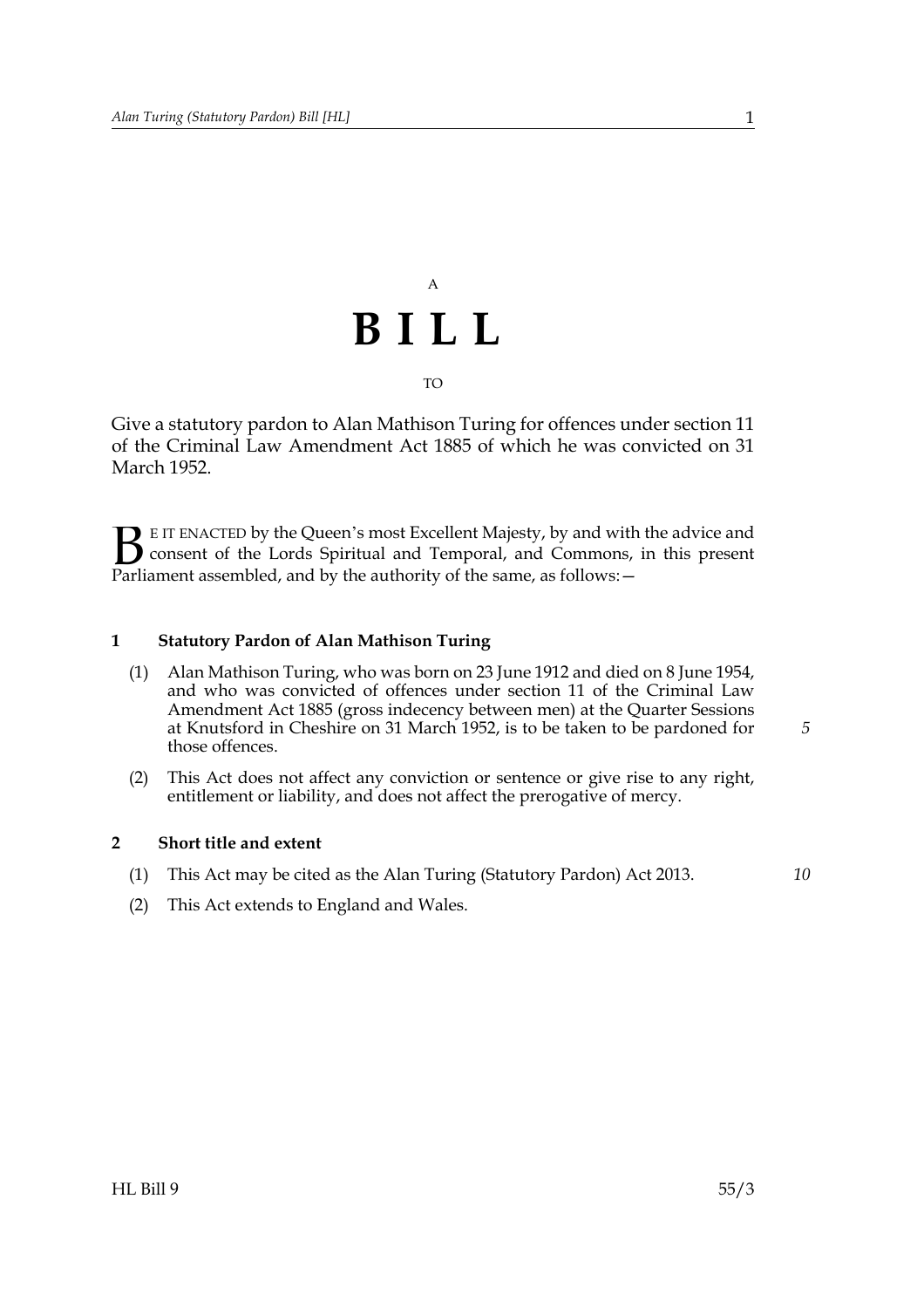A

# BILL

TO

Give a statutory pardon to Alan Mathison Turing for offences under section 11 of the Criminal Law Amendment Act 1885 of which he was convicted on 31 March 1952.

BE IT ENACTED by the Queen's most Excellent Majesty, by and with the advice and consent of the Lords Spiritual and Temporal, and Commons, in this present Parliament assembled, and by the authority of the same, as follows:—

### 1 Statutory Pardon of Alan Mathison Turing

(1) Alan Mathison Turing, who was born on 23 June 1912 and died on 8 June 1954, and who was convicted of offences under section 11 of the Criminal Law Amendment Act 1885 (gross indecency between men) at the Quarter Sessions at Knutsford in Cheshire on 31 March 1952, is to be taken to be pardoned for those offences.

(2) This Act does not affect any conviction or sentence or give rise to any right, entitlement or liability, and does not affect the prerogative of mercy.

### 2 Short title and extent

(1) This Act may be cited as the Alan Turing (Statutory Pardon) Act 2013.

(2) This Act extends to England and Wales.

HL Bill 9 55/3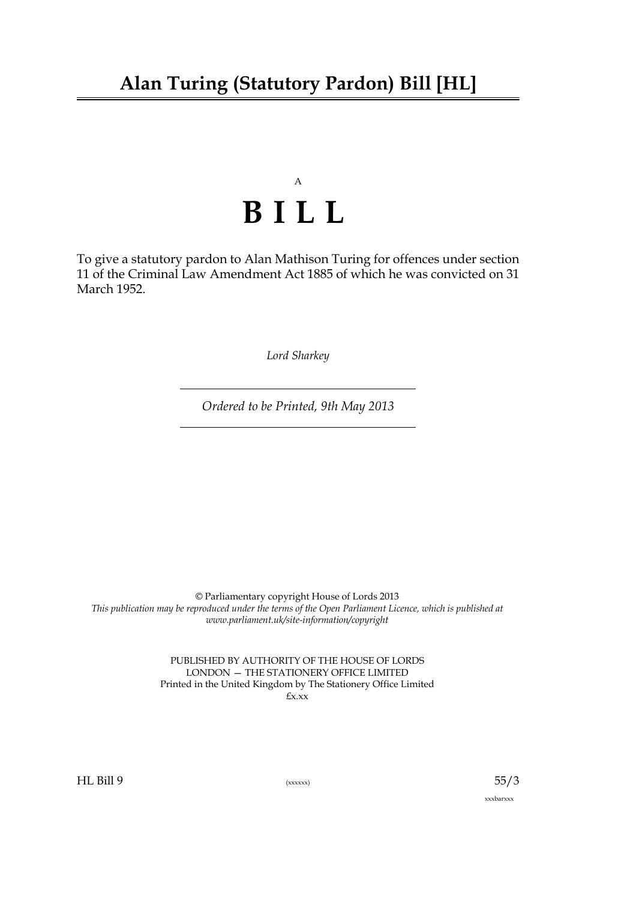# Alan Turing (Statutory Pardon) Bill [HL]

A

# B I L L

To give a statutory pardon to Alan Mathison Turing for offences under section 11 of the Criminal Law Amendment Act 1885 of which he was convicted on 31 March 1952.

*Lord Sharkey*

*Ordered to be Printed, 9th May 2013*

© Parliamentary copyright House of Lords 2013
*This publication may be reproduced under the terms of the Open Parliament Licence, which is published at www.parliament.uk/site-information/copyright*

PUBLISHED BY AUTHORITY OF THE HOUSE OF LORDS
LONDON — THE STATIONERY OFFICE LIMITED
Printed in the United Kingdom by The Stationery Office Limited
£x.xx

HL Bill 9 (xxxxxx) 55/3

xxxbarxxx